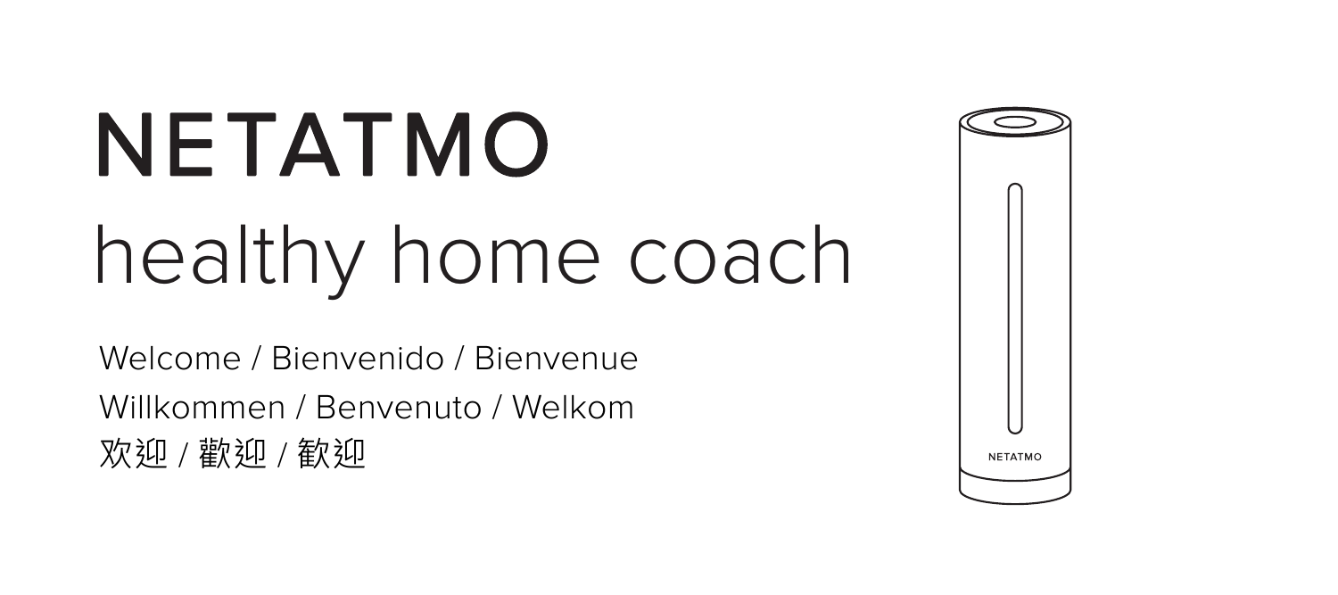# NETATMO

## healthy home coach

Welcome / Bienvenido / Bienvenue

Willkommen / Benvenuto / Welkom

欢迎 / 歡迎 / 歓迎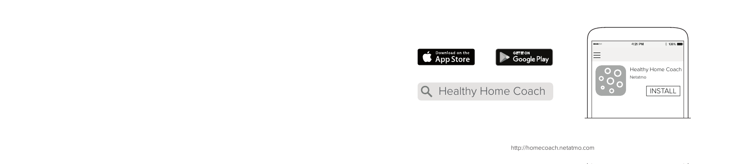Download on the App Store

GET IT ON Google Play

Healthy Home Coach

Healthy Home Coach

Netatmo

INSTALL

http://homecoach.netatmo.com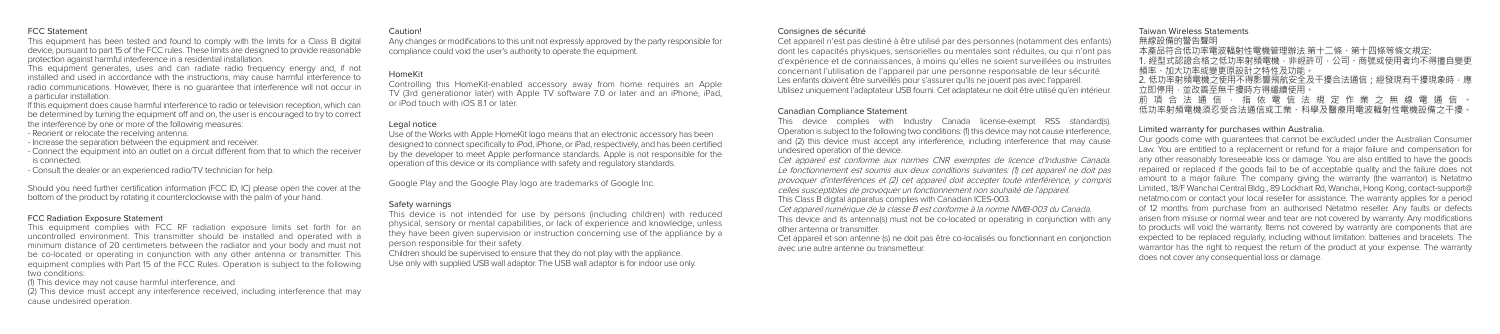## FCC Statement

This equipment has been tested and found to comply with the limits for a Class B digital device, pursuant to part 15 of the FCC rules. These limits are designed to provide reasonable protection against harmful interference in a residential installation.

This equipment generates, uses and can radiate radio frequency energy and, if not installed and used in accordance with the instructions, may cause harmful interference to radio communications. However, there is no guarantee that interference will not occur in a particular installation.

If this equipment does cause harmful interference to radio or television reception, which can be determined by turning the equipment off and on, the user is encouraged to try to correct the interference by one or more of the following measures:

- Reorient or relocate the receiving antenna.
- Increase the separation between the equipment and receiver.
- Connect the equipment into an outlet on a circuit different from that to which the receiver is connected.
- Consult the dealer or an experienced radio/TV technician for help.

Should you need further certification information (FCC ID, IC) please open the cover at the bottom of the product by rotating it counterclockwise with the palm of your hand.

## FCC Radiation Exposure Statement

This equipment complies with FCC RF radiation exposure limits set forth for an uncontrolled environment. This transmitter should be installed and operated with a minimum distance of 20 centimeters between the radiator and your body and must not be co-located or operating in conjunction with any other antenna or transmitter. This equipment complies with Part 15 of the FCC Rules. Operation is subject to the following two conditions:

(1) This device may not cause harmful interference, and

(2) This device must accept any interference received, including interference that may cause undesired operation.

## Caution!

Any changes or modifications to this unit not expressly approved by the party responsible for compliance could void the user's authority to operate the equipment.

## HomeKit

Controlling this HomeKit-enabled accessory away from home requires an Apple TV (3rd generationor later) with Apple TV software 7.0 or later and an iPhone, iPad, or iPod touch with iOS 8.1 or later.

## Legal notice

Use of the Works with Apple HomeKit logo means that an electronic accessory has been designed to connect specifically to iPod, iPhone, or iPad, respectively, and has been certified by the developer to meet Apple performance standards. Apple is not responsible for the operation of this device or its compliance with safety and regulatory standards.

Google Play and the Google Play logo are trademarks of Google Inc.

## Safety warnings

This device is not intended for use by persons (including children) with reduced physical, sensory or mental capabilities, or lack of experience and knowledge, unless they have been given supervision or instruction concerning use of the appliance by a person responsible for their safety.

Children should be supervised to ensure that they do not play with the appliance.

Use only with supplied USB wall adaptor. The USB wall adaptor is for indoor use only.

## Consignes de sécurité

Cet appareil n'est pas destiné à être utilisé par des personnes (notamment des enfants) dont les capacités physiques, sensorielles ou mentales sont réduites, ou qui n'ont pas d'expérience et de connaissances, à moins qu'elles ne soient surveillées ou instruites concernant l'utilisation de l'appareil par une personne responsable de leur sécurité.

Les enfants doivent être surveillés pour s'assurer qu'ils ne jouent pas avec l'appareil.

Utilisez uniquement l'adaptateur USB fourni. Cet adaptateur ne doit être utilisé qu'en intérieur.

## Canadian Compliance Statement

This device complies with Industry Canada license-exempt RSS standard(s). Operation is subject to the following two conditions: (1) this device may not cause interference, and (2) this device must accept any interference, including interference that may cause undesired operation of the device.

*Cet appareil est conforme aux normes CNR exemptes de licence d'Industrie Canada. Le fonctionnement est soumis aux deux conditions suivantes: (1) cet appareil ne doit pas provoquer d'interférences et (2) cet appareil doit accepter toute interférence, y compris celles susceptibles de provoquer un fonctionnement non souhaité de l'appareil.*

This Class B digital apparatus complies with Canadian ICES-003.

*Cet appareil numérique de la classe B est conforme à la norme NMB-003 du Canada.*

This device and its antenna(s) must not be co-located or operating in conjunction with any other antenna or transmitter.

Cet appareil et son antenne (s) ne doit pas être co-localisés ou fonctionnant en conjonction avec une autre antenne ou transmetteur.

## Taiwan Wireless Statements

無線設備的警告聲明

本產品符合低功率電波輻射性電機管理辦法 第十二條、第十四條等條文規定:
1. 經型式認證合格之低功率射頻電機，非經許可，公司、商號或使用者均不得擅自變更頻率、加大功率或變更原設計之特性及功能。
2. 低功率射頻電機之使用不得影響飛航安全及干擾合法通信；經發現有干擾現象時，應立即停用，並改善至無干擾時方得繼續使用。
前項合法通信，指依電信法規定作業之無線電通信。
低功率射頻電機須忍受合法通信或工業、科學及醫療用電波輻射性電機設備之干擾。

## Limited warranty for purchases within Australia.

Our goods come with guarantees that cannot be excluded under the Australian Consumer Law. You are entitled to a replacement or refund for a major failure and compensation for any other reasonably foreseeable loss or damage. You are also entitled to have the goods repaired or replaced if the goods fail to be of acceptable quality and the failure does not amount to a major failure. The company giving the warranty (the warrantor) is Netatmo Limited., 18/F Wanchai Central Bldg., 89 Lockhart Rd, Wanchai, Hong Kong, contact-support@netatmo.com or contact your local reseller for assistance. The warranty applies for a period of 12 months from purchase from an authorised Netatmo reseller. Any faults or defects arisen from misuse or normal wear and tear are not covered by warranty. Any modifications to products will void the warranty. Items not covered by warranty are components that are expected to be replaced regularly, including without limitation: batteries and bracelets. The warrantor has the right to request the return of the product at your expense. The warranty does not cover any consequential loss or damage.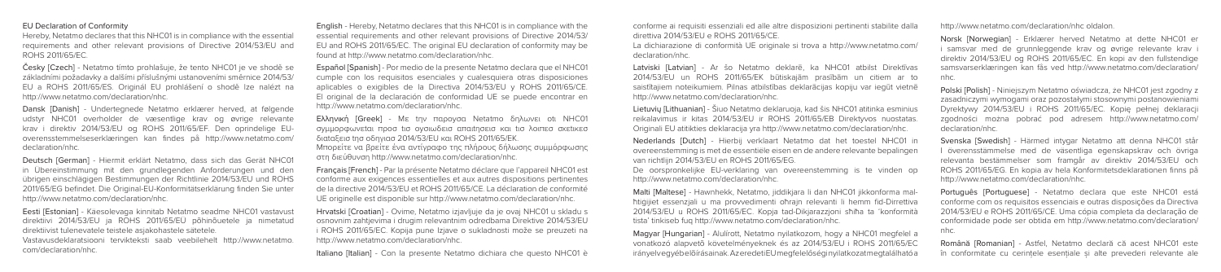## EU Declaration of Conformity

Hereby, Netatmo declares that this NHC01 is in compliance with the essential requirements and other relevant provisions of Directive 2014/53/EU and ROHS 2011/65/EC.

Česky [Czech] - Netatmo tímto prohlašuje, že tento NHC01 je ve shodě se základními požadavky a dalšími příslušnými ustanoveními směrnice 2014/53/EU a ROHS 2011/65/ES. Originál EU prohlášení o shodě lze nalézt na http://www.netatmo.com/declaration/nhc.

Dansk [Danish] - Undertegnede Netatmo erklærer herved, at følgende udstyr NHC01 overholder de væsentlige krav og øvrige relevante krav i direktiv 2014/53/EU og ROHS 2011/65/EF. Den oprindelige EU-overensstemmelseserklæringen kan findes på http://www.netatmo.com/declaration/nhc.

Deutsch [German] - Hiermit erklärt Netatmo, dass sich das Gerät NHC01 in Übereinstimmung mit den grundlegenden Anforderungen und den übrigen einschlägigen Bestimmungen der Richtlinie 2014/53/EU und ROHS 2011/65/EG befindet. Die Original-EU-Konformitätserklärung finden Sie unter http://www.netatmo.com/declaration/nhc.

Eesti [Estonian] - Käesolevaga kinnitab Netatmo seadme NHC01 vastavust direktiivi 2014/53/EU ja ROHS 2011/65/EÜ põhinõuetele ja nimetatud direktiivist tulenevatele teistele asjakohastele sätetele.
Vastavusdeklaratsiooni terviktekst saab veebilehelt http://www.netatmo.com/declaration/nhc.

English - Hereby, Netatmo declares that this NHC01 is in compliance with the essential requirements and other relevant provisions of Directive 2014/53/EU and ROHS 2011/65/EC. The original EU declaration of conformity may be found at http://www.netatmo.com/declaration/nhc.

Español [Spanish] - Por medio de la presente Netatmo declara que el NHC01 cumple con los requisitos esenciales y cualesquiera otras disposiciones aplicables o exigibles de la Directiva 2014/53/EU y ROHS 2011/65/CE. El original de la declaración de conformidad UE se puede encontrar en http://www.netatmo.com/declaration/nhc.

Ελληνική [Greek] - Με την παρουσα Netatmo δηλωνει οτι NHC01 συμμορφωνεται προσ τισ ουσιωδεισ απαιτησεισ και τισ λοιπεσ σχετικεσ διαταξεισ τησ οδηγιασ 2014/53/EU και ROHS 2011/65/ΕΚ.
Μπορείτε να βρείτε ένα αντίγραφο της πλήρους δήλωσης συμμόρφωσης στη διεύθυνση http://www.netatmo.com/declaration/nhc.

Français [French] - Par la présente Netatmo déclare que l'appareil NHC01 est conforme aux exigences essentielles et aux autres dispositions pertinentes de la directive 2014/53/EU et ROHS 2011/65/CE. La déclaration de conformité UE originelle est disponible sur http://www.netatmo.com/declaration/nhc.

Hrvatski [Croatian] - Ovime, Netatmo izjavljuje da je ovaj NHC01 u skladu s osnovnim zahtjevima i drugim relevantnim odredbama Direktive 2014/53/EU i ROHS 2011/65/EC. Kopija pune Izjave o sukladnosti može se preuzeti na http://www.netatmo.com/declaration/nhc.

Italiano [Italian] - Con la presente Netatmo dichiara che questo NHC01 è conforme ai requisiti essenziali ed alle altre disposizioni pertinenti stabilite dalla direttiva 2014/53/EU e ROHS 2011/65/CE.
La dichiarazione di conformità UE originale si trova a http://www.netatmo.com/declaration/nhc.

Latviski [Latvian] - Ar šo Netatmo deklarē, ka NHC01 atbilst Direktīvas 2014/53/EU un ROHS 2011/65/EK būtiskajām prasībām un citiem ar to saistītajiem noteikumiem. Pilnas atbilstības deklarācijas kopiju var iegūt vietnē http://www.netatmo.com/declaration/nhc.

Lietuvių [Lithuanian] - Šiuo Netatmo deklaruoja, kad šis NHC01 atitinka esminius reikalavimus ir kitas 2014/53/EU ir ROHS 2011/65/EB Direktyvos nuostatas. Originali EU atitikties deklaracija yra http://www.netatmo.com/declaration/nhc.

Nederlands [Dutch] - Hierbij verklaart Netatmo dat het toestel NHC01 in overeenstemming is met de essentiële eisen en de andere relevante bepalingen van richtlijn 2014/53/EU en ROHS 2011/65/EG.
De oorspronkelijke EU-verklaring van overeenstemming is te vinden op http://www.netatmo.com/declaration/nhc.

Malti [Maltese] - Hawnhekk, Netatmo, jiddikjara li dan NHC01 jikkonforma mal-ħtiġijiet essenzjali u ma provvedimenti oħrajn relevanti li hemm fid-Dirrettiva 2014/53/EU u ROHS 2011/65/EC. Kopja tad-Dikjarazzjoni sħiħa ta 'konformità tista' tinkiseb fuq http://www.netatmo.com/declaration/nhc.

Magyar [Hungarian] - Alulírott, Netatmo nyilatkozom, hogy a NHC01 megfelel a vonatkozó alapvetõ követelményeknek és az 2014/53/EU i ROHS 2011/65/EC irányelvegyébelõírásainak. AzeredetiEUmegfelelőséginyilatkozatmegtalálható a http://www.netatmo.com/declaration/nhc oldalon.

Norsk [Norwegian] - Erklærer herved Netatmo at dette NHC01 er i samsvar med de grunnleggende krav og øvrige relevante krav i direktiv 2014/53/EU og ROHS 2011/65/EC. En kopi av den fullstendige samsvarserklæringen kan fås ved http://www.netatmo.com/declaration/nhc.

Polski [Polish] - Niniejszym Netatmo oświadcza, że NHC01 jest zgodny z zasadniczymi wymogami oraz pozostałymi stosownymi postanowieniami Dyrektywy 2014/53/EU i ROHS 2011/65/EC. Kopię pełnej deklaracji zgodności można pobrać pod adresem http://www.netatmo.com/declaration/nhc.

Svenska [Swedish] - Härmed intygar Netatmo att denna NHC01 står I överensstämmelse med de väsentliga egenskapskrav och övriga relevanta bestämmelser som framgår av direktiv 2014/53/EU och ROHS 2011/65/EG. En kopia av hela Konformitetsdeklarationen finns på http://www.netatmo.com/declaration/nhc.

Português [Portuguese] - Netatmo declara que este NHC01 está conforme com os requisitos essenciais e outras disposições da Directiva 2014/53/EU e ROHS 2011/65/CE. Uma cópia completa da declaração de conformidade pode ser obtida em http://www.netatmo.com/declaration/nhc.

Română [Romanian] - Astfel, Netatmo declară că acest NHC01 este în conformitate cu cerințele esențiale și alte prevederi relevante ale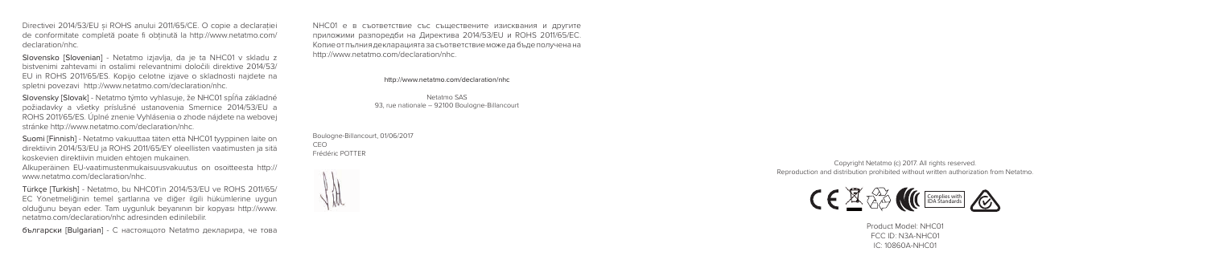Directivei 2014/53/EU și ROHS anului 2011/65/CE. O copie a declarației de conformitate completă poate fi obținută la http://www.netatmo.com/declaration/nhc.

**Slovensko [Slovenian]** - Netatmo izjavlja, da je ta NHC01 v skladu z bistvenimi zahtevami in ostalimi relevantnimi določili direktive 2014/53/EU in ROHS 2011/65/ES. Kopijo celotne izjave o skladnosti najdete na spletni povezavi http://www.netatmo.com/declaration/nhc.

**Slovensky [Slovak]** - Netatmo týmto vyhlasuje, že NHC01 spĺňa základné požiadavky a všetky príslušné ustanovenia Smernice 2014/53/EU a ROHS 2011/65/ES. Úplné znenie Vyhlásenia o zhode nájdete na webovej stránke http://www.netatmo.com/declaration/nhc.

**Suomi [Finnish]** - Netatmo vakuuttaa täten että NHC01 tyyppinen laite on direktiivin 2014/53/EU ja ROHS 2011/65/EY oleellisten vaatimusten ja sitä koskevien direktiivin muiden ehtojen mukainen.
Alkuperäinen EU-vaatimustenmukaisuusvakuutus on osoitteesta http://www.netatmo.com/declaration/nhc.

**Türkçe [Turkish]** - Netatmo, bu NHC01'in 2014/53/EU ve ROHS 2011/65/EC Yönetmeliğinin temel şartlarına ve diğer ilgili hükümlerine uygun olduğunu beyan eder. Tam uygunluk beyanının bir kopyası http://www.netatmo.com/declaration/nhc adresinden edinilebilir.

**български [Bulgarian]** - С настоящото Netatmo декларира, че това NHC01 е в съответствие със съществените изисквания и другите приложими разпоредби на Директива 2014/53/EU и ROHS 2011/65/EC. Копие от пълния декларацията за съответствие може да бъде получена на http://www.netatmo.com/declaration/nhc.

http://www.netatmo.com/declaration/nhc

Netatmo SAS
93, rue nationale – 92100 Boulogne-Billancourt

Boulogne-Billancourt, 01/06/2017
CEO
Frédéric POTTER

Copyright Netatmo (c) 2017. All rights reserved.
Reproduction and distribution prohibited without written authorization from Netatmo.

Complies with IDA Standards

Product Model: NHC01
FCC ID: N3A-NHC01
IC: 10860A-NHC01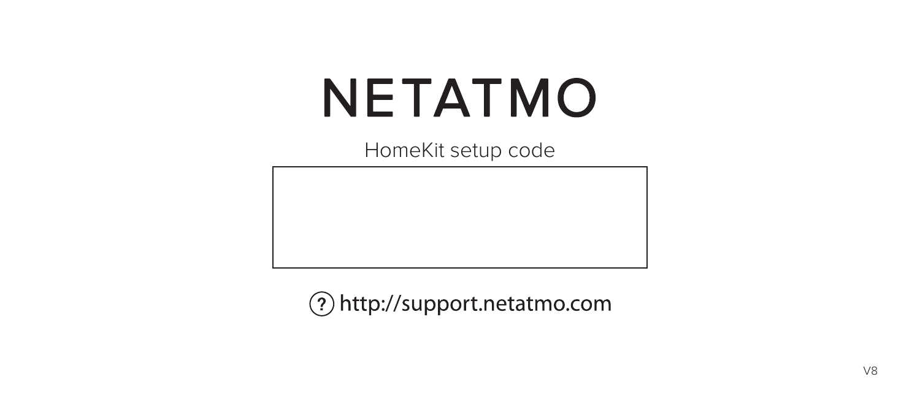# NETATMO

HomeKit setup code

http://support.netatmo.com

V8